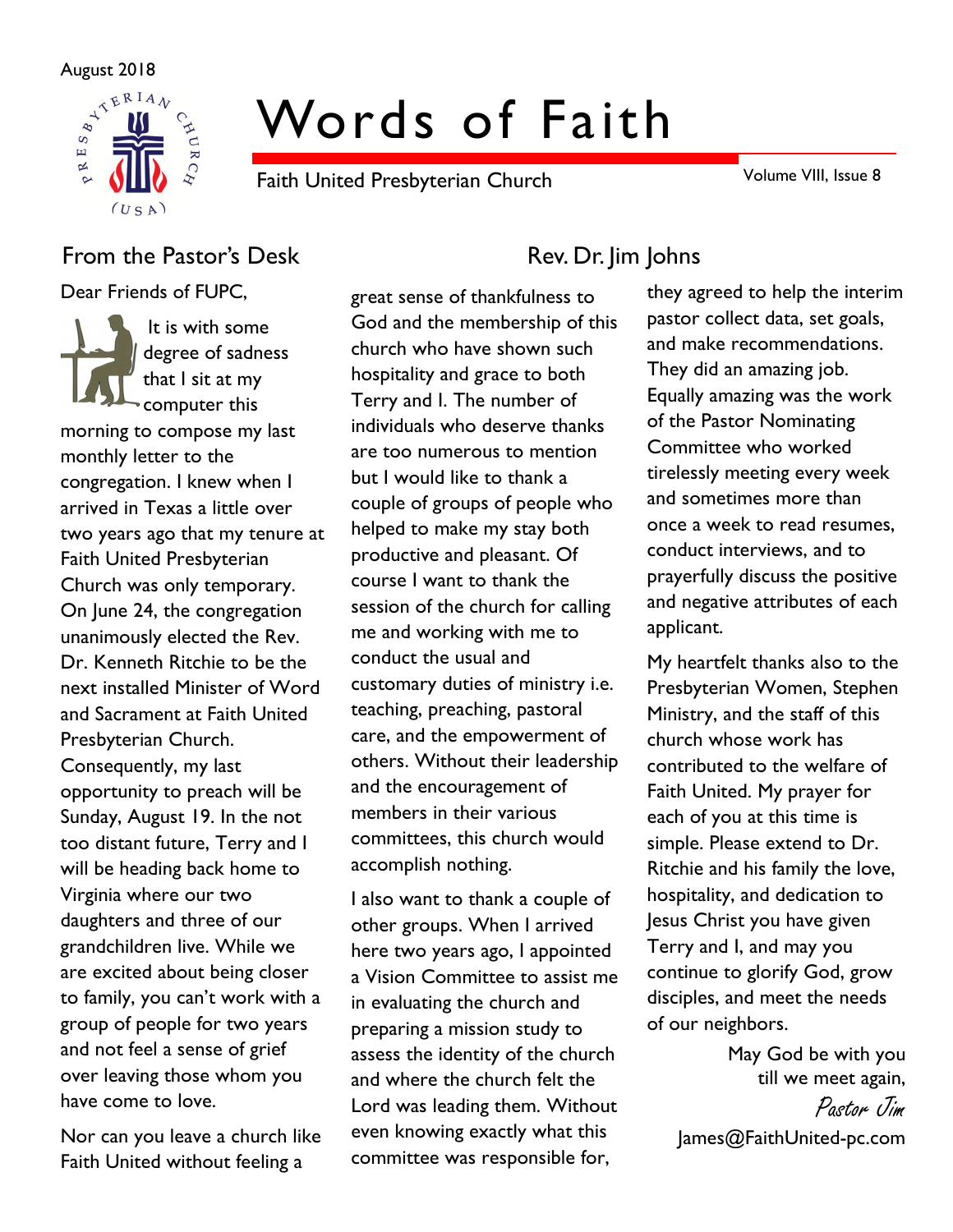August 2018

# Words of Faith

Faith United Presbyterian Church

Volume VIII, Issue 8

## From the Pastor's Desk

### Rev. Dr. Jim Johns

Dear Friends of FUPC,

It is with some degree of sadness that I sit at my computer this morning to compose my last monthly letter to the congregation. I knew when I arrived in Texas a little over two years ago that my tenure at Faith United Presbyterian Church was only temporary. On June 24, the congregation unanimously elected the Rev. Dr. Kenneth Ritchie to be the next installed Minister of Word and Sacrament at Faith United Presbyterian Church. Consequently, my last opportunity to preach will be Sunday, August 19. In the not too distant future, Terry and I will be heading back home to Virginia where our two daughters and three of our grandchildren live. While we are excited about being closer to family, you can't work with a group of people for two years and not feel a sense of grief over leaving those whom you have come to love.

Nor can you leave a church like Faith United without feeling a great sense of thankfulness to God and the membership of this church who have shown such hospitality and grace to both Terry and I. The number of individuals who deserve thanks are too numerous to mention but I would like to thank a couple of groups of people who helped to make my stay both productive and pleasant. Of course I want to thank the session of the church for calling me and working with me to conduct the usual and customary duties of ministry i.e. teaching, preaching, pastoral care, and the empowerment of others. Without their leadership and the encouragement of members in their various committees, this church would accomplish nothing.

I also want to thank a couple of other groups. When I arrived here two years ago, I appointed a Vision Committee to assist me in evaluating the church and preparing a mission study to assess the identity of the church and where the church felt the Lord was leading them. Without even knowing exactly what this committee was responsible for, they agreed to help the interim pastor collect data, set goals, and make recommendations. They did an amazing job. Equally amazing was the work of the Pastor Nominating Committee who worked tirelessly meeting every week and sometimes more than once a week to read resumes, conduct interviews, and to prayerfully discuss the positive and negative attributes of each applicant.

My heartfelt thanks also to the Presbyterian Women, Stephen Ministry, and the staff of this church whose work has contributed to the welfare of Faith United. My prayer for each of you at this time is simple. Please extend to Dr. Ritchie and his family the love, hospitality, and dedication to Jesus Christ you have given Terry and I, and may you continue to glorify God, grow disciples, and meet the needs of our neighbors.

May God be with you
till we meet again,

*Pastor Jim*

James@FaithUnited-pc.com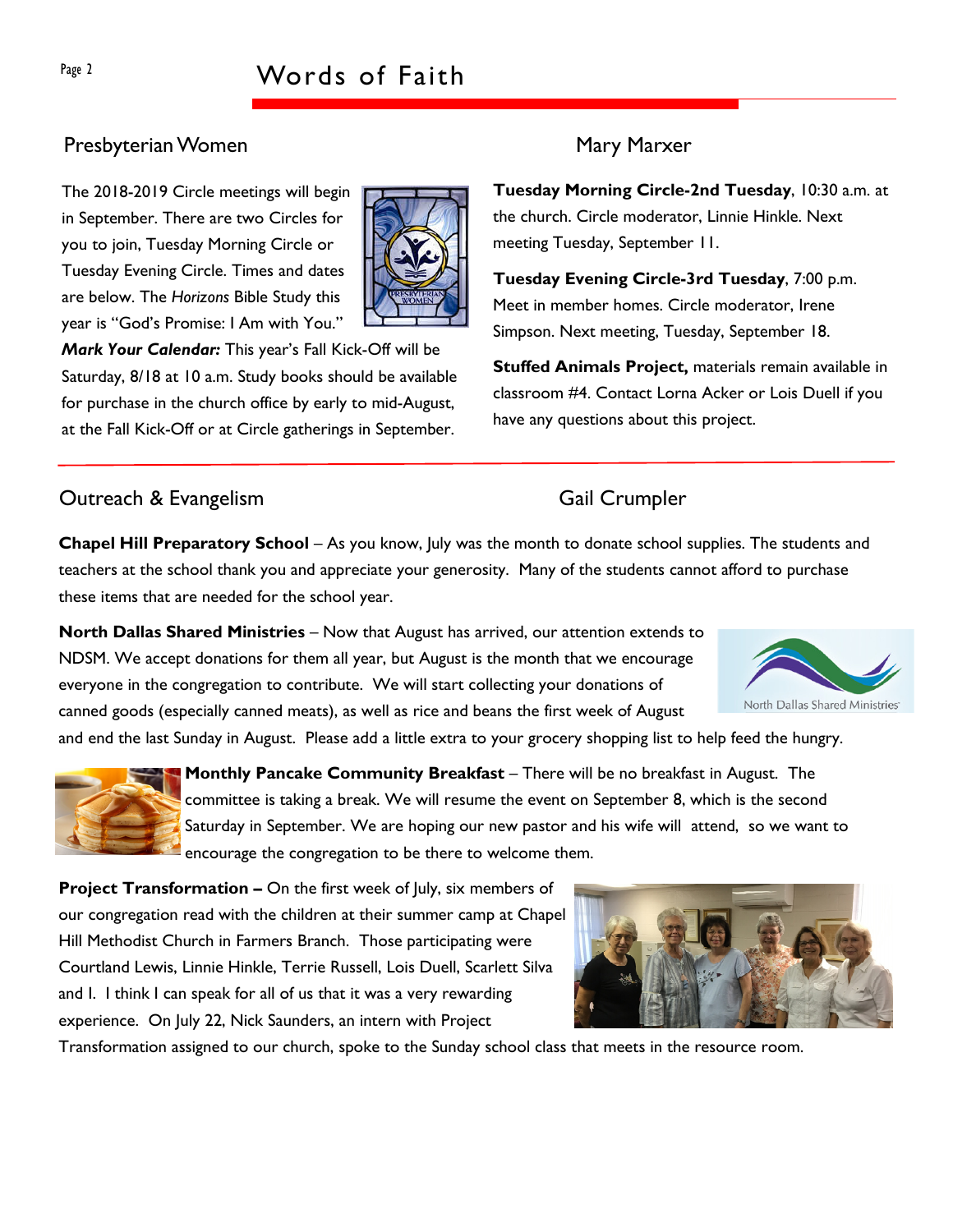## Presbyterian Women — Mary Marxer

The 2018-2019 Circle meetings will begin in September. There are two Circles for you to join, Tuesday Morning Circle or Tuesday Evening Circle. Times and dates are below. The *Horizons* Bible Study this year is "God's Promise: I Am with You."

***Mark Your Calendar:*** This year's Fall Kick-Off will be Saturday, 8/18 at 10 a.m. Study books should be available for purchase in the church office by early to mid-August, at the Fall Kick-Off or at Circle gatherings in September.

**Tuesday Morning Circle-2nd Tuesday**, 10:30 a.m. at the church. Circle moderator, Linnie Hinkle. Next meeting Tuesday, September 11.

**Tuesday Evening Circle-3rd Tuesday**, 7:00 p.m. Meet in member homes. Circle moderator, Irene Simpson. Next meeting, Tuesday, September 18.

**Stuffed Animals Project,** materials remain available in classroom #4. Contact Lorna Acker or Lois Duell if you have any questions about this project.

## Outreach & Evangelism — Gail Crumpler

**Chapel Hill Preparatory School** – As you know, July was the month to donate school supplies. The students and teachers at the school thank you and appreciate your generosity. Many of the students cannot afford to purchase these items that are needed for the school year.

**North Dallas Shared Ministries** – Now that August has arrived, our attention extends to NDSM. We accept donations for them all year, but August is the month that we encourage everyone in the congregation to contribute. We will start collecting your donations of canned goods (especially canned meats), as well as rice and beans the first week of August and end the last Sunday in August. Please add a little extra to your grocery shopping list to help feed the hungry.

**Monthly Pancake Community Breakfast** – There will be no breakfast in August. The committee is taking a break. We will resume the event on September 8, which is the second Saturday in September. We are hoping our new pastor and his wife will attend, so we want to encourage the congregation to be there to welcome them.

**Project Transformation –** On the first week of July, six members of our congregation read with the children at their summer camp at Chapel Hill Methodist Church in Farmers Branch. Those participating were Courtland Lewis, Linnie Hinkle, Terrie Russell, Lois Duell, Scarlett Silva and I. I think I can speak for all of us that it was a very rewarding experience. On July 22, Nick Saunders, an intern with Project Transformation assigned to our church, spoke to the Sunday school class that meets in the resource room.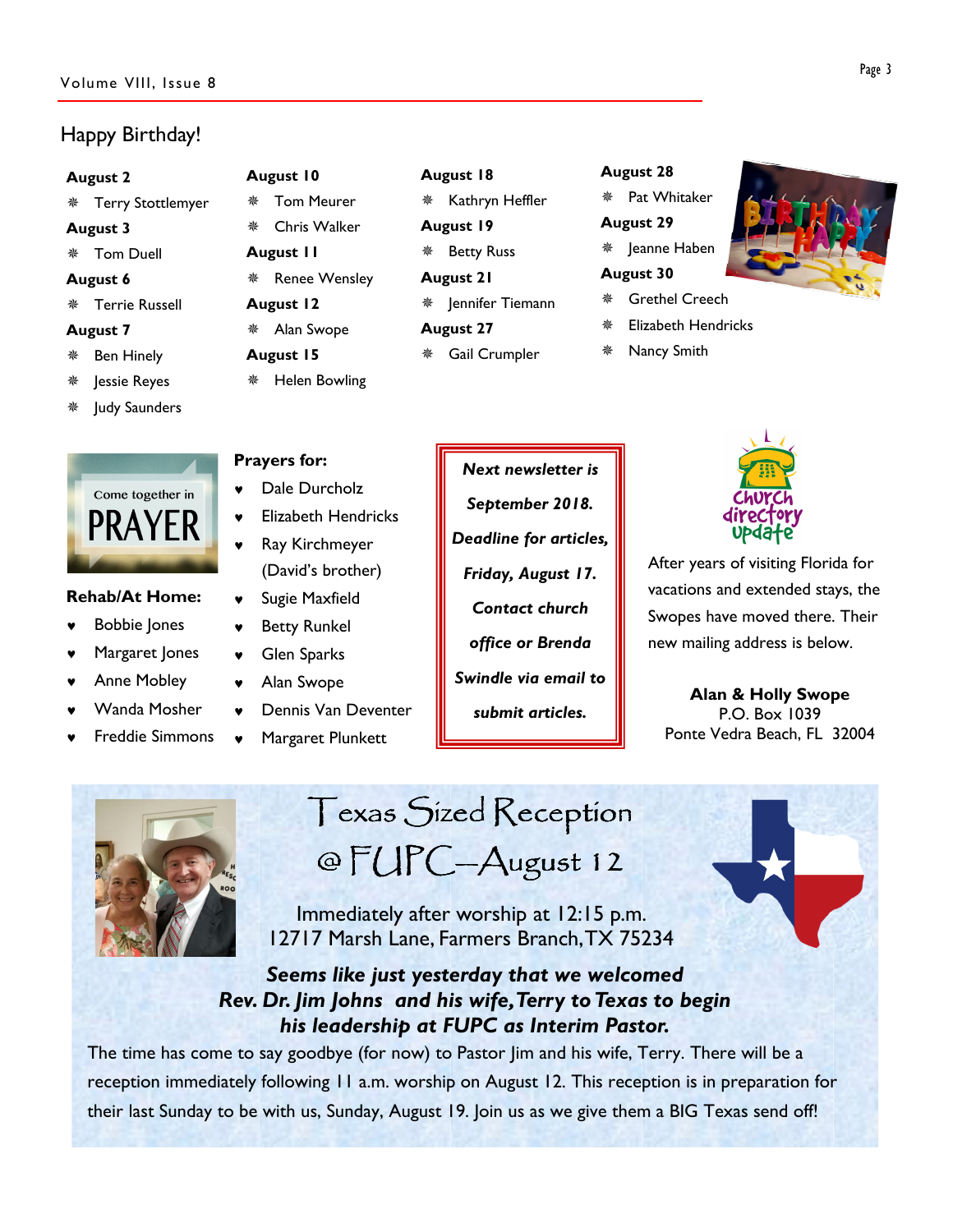## Happy Birthday!

**August 2**
- Terry Stottlemyer

**August 3**
- Tom Duell

**August 6**
- Terrie Russell

**August 7**
- Ben Hinely
- Jessie Reyes
- Judy Saunders

**August 10**
- Tom Meurer
- Chris Walker

**August 11**
- Renee Wensley

**August 12**
- Alan Swope

**August 15**
- Helen Bowling

**August 18**
- Kathryn Heffler

**August 19**
- Betty Russ

**August 21**
- Jennifer Tiemann

**August 27**
- Gail Crumpler

**August 28**
- Pat Whitaker

**August 29**
- Jeanne Haben

**August 30**
- Grethel Creech
- Elizabeth Hendricks
- Nancy Smith

Come together in PRAYER

**Rehab/At Home:**
- Bobbie Jones
- Margaret Jones
- Anne Mobley
- Wanda Mosher
- Freddie Simmons

**Prayers for:**
- Dale Durcholz
- Elizabeth Hendricks
- Ray Kirchmeyer (David's brother)
- Sugie Maxfield
- Betty Runkel
- Glen Sparks
- Alan Swope
- Dennis Van Deventer
- Margaret Plunkett

***Next newsletter is September 2018. Deadline for articles, Friday, August 17. Contact church office or Brenda Swindle via email to submit articles.***

## Church directory update

After years of visiting Florida for vacations and extended stays, the Swopes have moved there. Their new mailing address is below.

**Alan & Holly Swope**
P.O. Box 1039
Ponte Vedra Beach, FL 32004

## Texas Sized Reception @ FUPC—August 12

Immediately after worship at 12:15 p.m.
12717 Marsh Lane, Farmers Branch, TX 75234

***Seems like just yesterday that we welcomed Rev. Dr. Jim Johns and his wife, Terry to Texas to begin his leadership at FUPC as Interim Pastor.***

The time has come to say goodbye (for now) to Pastor Jim and his wife, Terry. There will be a reception immediately following 11 a.m. worship on August 12. This reception is in preparation for their last Sunday to be with us, Sunday, August 19. Join us as we give them a BIG Texas send off!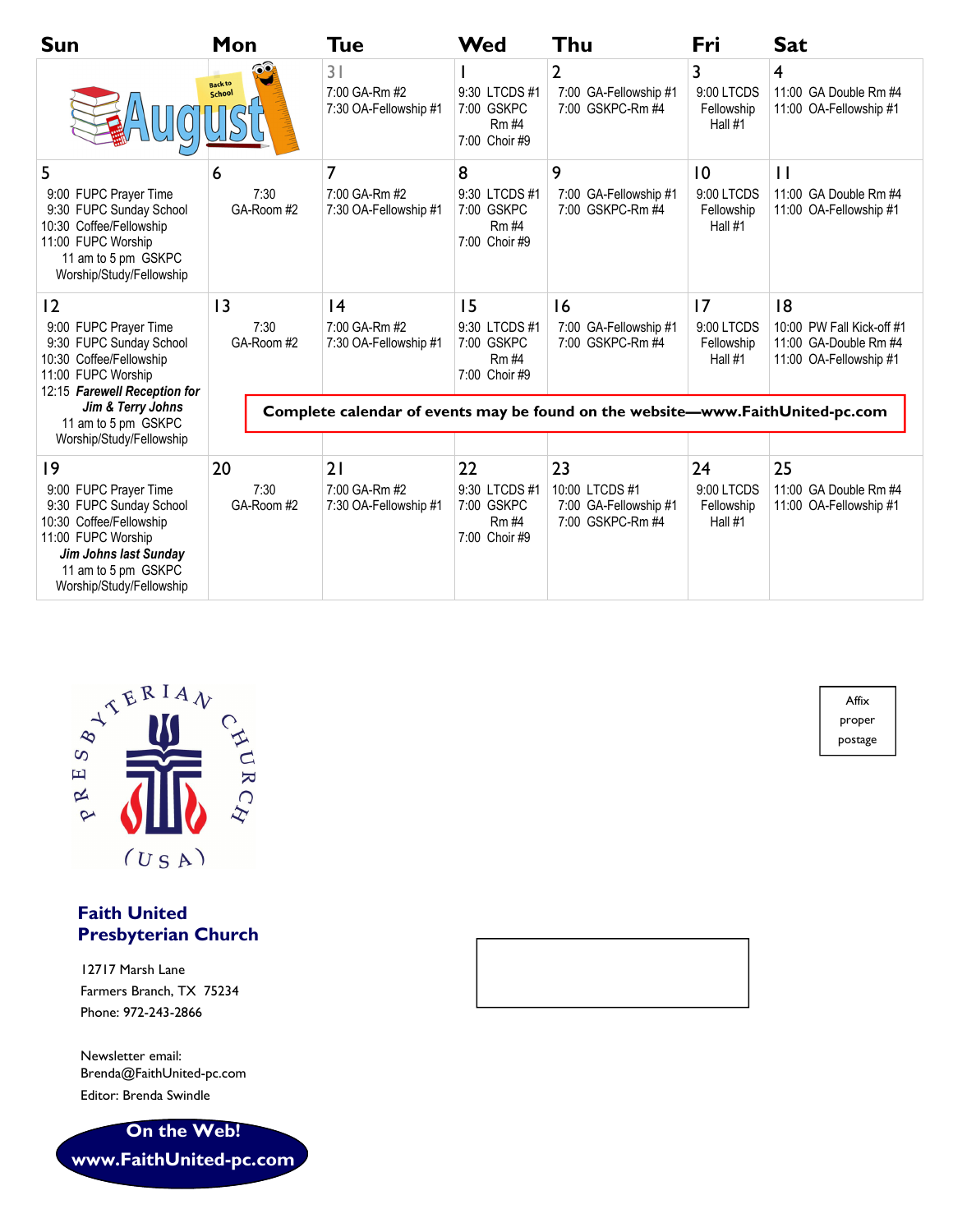| Sun | Mon | Tue | Wed | Thu | Fri | Sat |
|---|---|---|---|---|---|---|
| August | | 31<br>7:00 GA-Rm #2<br>7:30 OA-Fellowship #1 | 1<br>9:30 LTCDS #1<br>7:00 GSKPC Rm #4<br>7:00 Choir #9 | 2<br>7:00 GA-Fellowship #1<br>7:00 GSKPC-Rm #4 | 3<br>9:00 LTCDS Fellowship Hall #1 | 4<br>11:00 GA Double Rm #4<br>11:00 OA-Fellowship #1 |
| 5<br>9:00 FUPC Prayer Time<br>9:30 FUPC Sunday School<br>10:30 Coffee/Fellowship<br>11:00 FUPC Worship<br>11 am to 5 pm GSKPC Worship/Study/Fellowship | 6<br>7:30 GA-Room #2 | 7<br>7:00 GA-Rm #2<br>7:30 OA-Fellowship #1 | 8<br>9:30 LTCDS #1<br>7:00 GSKPC Rm #4<br>7:00 Choir #9 | 9<br>7:00 GA-Fellowship #1<br>7:00 GSKPC-Rm #4 | 10<br>9:00 LTCDS Fellowship Hall #1 | 11<br>11:00 GA Double Rm #4<br>11:00 OA-Fellowship #1 |
| 12<br>9:00 FUPC Prayer Time<br>9:30 FUPC Sunday School<br>10:30 Coffee/Fellowship<br>11:00 FUPC Worship<br>12:15 ***Farewell Reception for Jim & Terry Johns***<br>11 am to 5 pm GSKPC Worship/Study/Fellowship | 13<br>7:30 GA-Room #2 | 14<br>7:00 GA-Rm #2<br>7:30 OA-Fellowship #1 | 15<br>9:30 LTCDS #1<br>7:00 GSKPC Rm #4<br>7:00 Choir #9 | 16<br>7:00 GA-Fellowship #1<br>7:00 GSKPC-Rm #4 | 17<br>9:00 LTCDS Fellowship Hall #1 | 18<br>10:00 PW Fall Kick-off #1<br>11:00 GA-Double Rm #4<br>11:00 OA-Fellowship #1 |
| 19<br>9:00 FUPC Prayer Time<br>9:30 FUPC Sunday School<br>10:30 Coffee/Fellowship<br>11:00 FUPC Worship<br>***Jim Johns last Sunday***<br>11 am to 5 pm GSKPC Worship/Study/Fellowship | 20<br>7:30 GA-Room #2 | 21<br>7:00 GA-Rm #2<br>7:30 OA-Fellowship #1 | 22<br>9:30 LTCDS #1<br>7:00 GSKPC Rm #4<br>7:00 Choir #9 | 23<br>10:00 LTCDS #1<br>7:00 GA-Fellowship #1<br>7:00 GSKPC-Rm #4 | 24<br>9:00 LTCDS Fellowship Hall #1 | 25<br>11:00 GA Double Rm #4<br>11:00 OA-Fellowship #1 |

**Complete calendar of events may be found on the website—www.FaithUnited-pc.com**

PRESBYTERIAN CHURCH (USA)

**Faith United Presbyterian Church**

12717 Marsh Lane
Farmers Branch, TX 75234
Phone: 972-243-2866

Newsletter email:
Brenda@FaithUnited-pc.com
Editor: Brenda Swindle

**On the Web!**
**www.FaithUnited-pc.com**

Affix proper postage